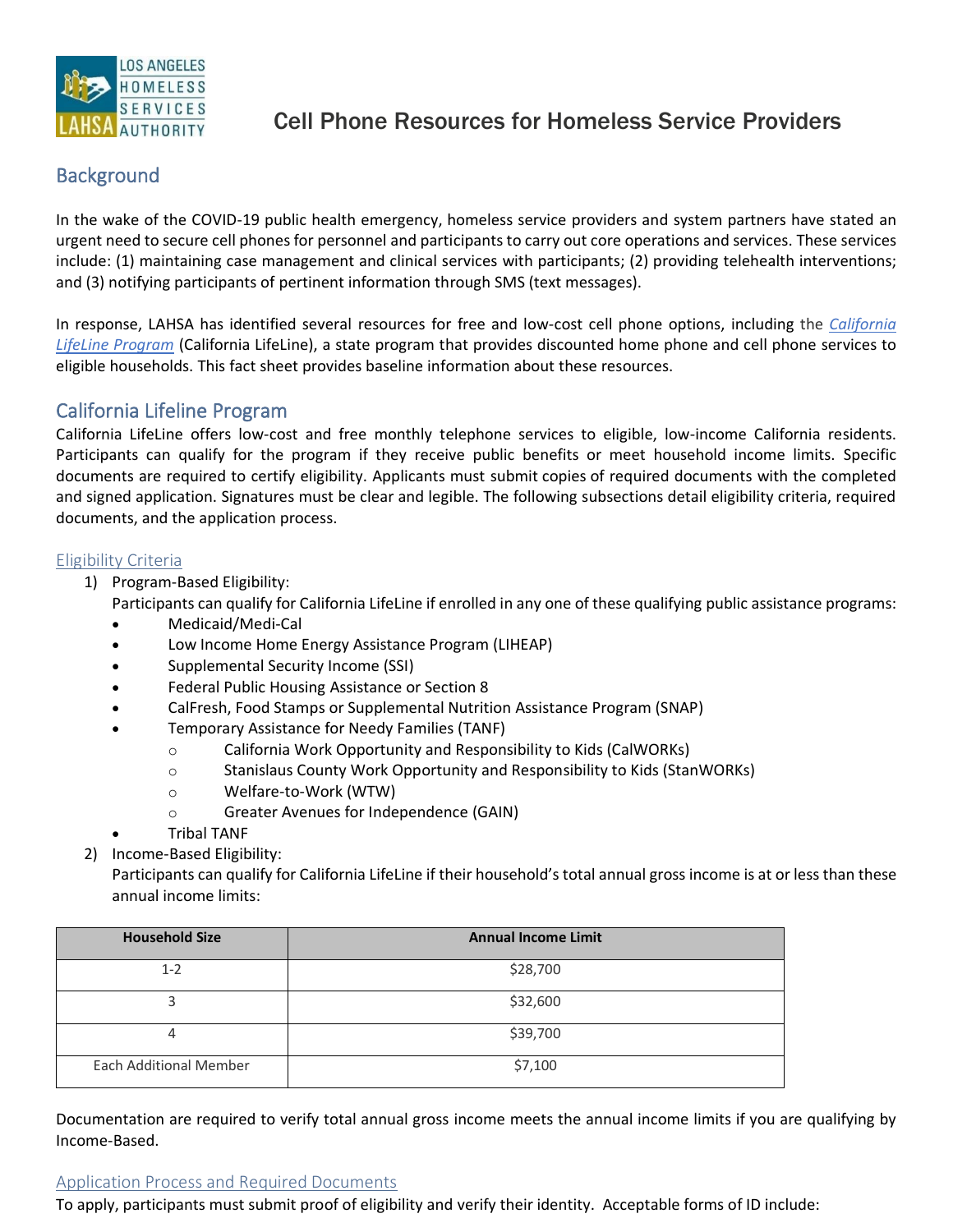# Cell Phone Resources for Homeless Service Providers

## Background

In the wake of the COVID-19 public health emergency, homeless service providers and system partners have stated an urgent need to secure cell phones for personnel and participants to carry out core operations and services. These services include: (1) maintaining case management and clinical services with participants; (2) providing telehealth interventions; and (3) notifying participants of pertinent information through SMS (text messages).

In response, LAHSA has identified several resources for free and low-cost cell phone options, including the *California LifeLine Program* (California LifeLine), a state program that provides discounted home phone and cell phone services to eligible households. This fact sheet provides baseline information about these resources.

## California Lifeline Program

California LifeLine offers low-cost and free monthly telephone services to eligible, low-income California residents. Participants can qualify for the program if they receive public benefits or meet household income limits. Specific documents are required to certify eligibility. Applicants must submit copies of required documents with the completed and signed application. Signatures must be clear and legible. The following subsections detail eligibility criteria, required documents, and the application process.

### Eligibility Criteria

1) Program-Based Eligibility:
   Participants can qualify for California LifeLine if enrolled in any one of these qualifying public assistance programs:
   - Medicaid/Medi-Cal
   - Low Income Home Energy Assistance Program (LIHEAP)
   - Supplemental Security Income (SSI)
   - Federal Public Housing Assistance or Section 8
   - CalFresh, Food Stamps or Supplemental Nutrition Assistance Program (SNAP)
   - Temporary Assistance for Needy Families (TANF)
     - California Work Opportunity and Responsibility to Kids (CalWORKs)
     - Stanislaus County Work Opportunity and Responsibility to Kids (StanWORKs)
     - Welfare-to-Work (WTW)
     - Greater Avenues for Independence (GAIN)
   - Tribal TANF
2) Income-Based Eligibility:
   Participants can qualify for California LifeLine if their household's total annual gross income is at or less than these annual income limits:

| Household Size | Annual Income Limit |
|---|---|
| 1-2 | $28,700 |
| 3 | $32,600 |
| 4 | $39,700 |
| Each Additional Member | $7,100 |

Documentation are required to verify total annual gross income meets the annual income limits if you are qualifying by Income-Based.

### Application Process and Required Documents

To apply, participants must submit proof of eligibility and verify their identity. Acceptable forms of ID include: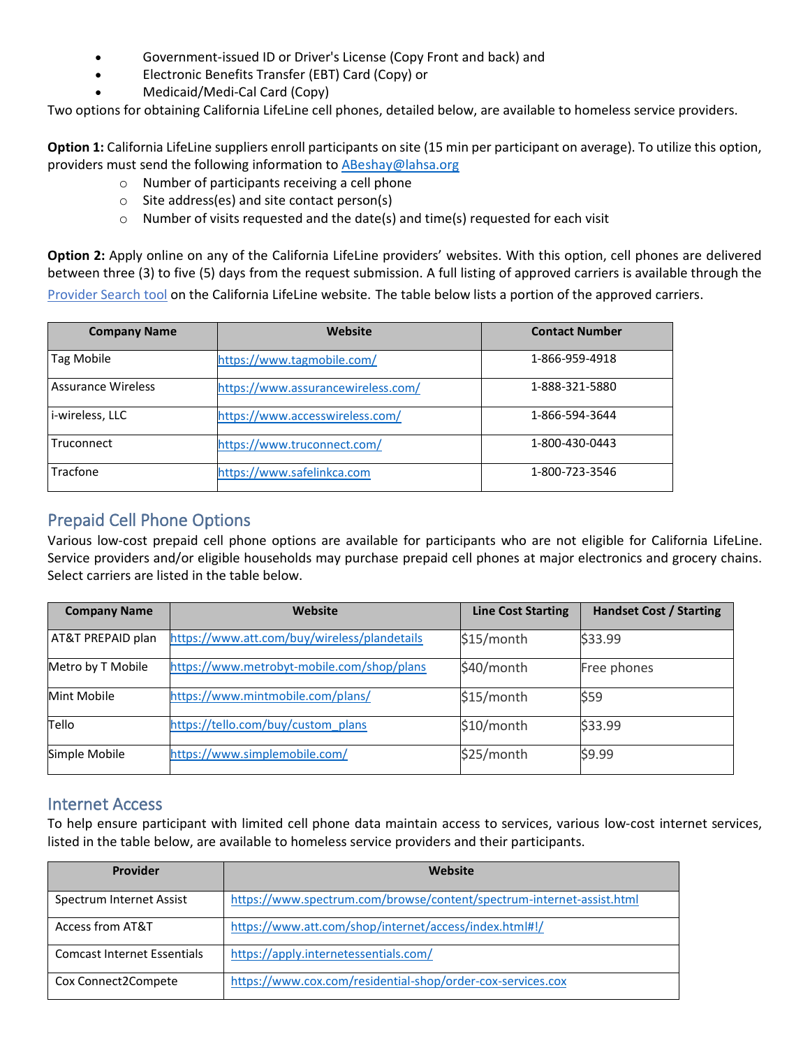- Government-issued ID or Driver's License (Copy Front and back) and
- Electronic Benefits Transfer (EBT) Card (Copy) or
- Medicaid/Medi-Cal Card (Copy)

Two options for obtaining California LifeLine cell phones, detailed below, are available to homeless service providers.

**Option 1:** California LifeLine suppliers enroll participants on site (15 min per participant on average). To utilize this option, providers must send the following information to ABeshay@lahsa.org

- Number of participants receiving a cell phone
- Site address(es) and site contact person(s)
- Number of visits requested and the date(s) and time(s) requested for each visit

**Option 2:** Apply online on any of the California LifeLine providers' websites. With this option, cell phones are delivered between three (3) to five (5) days from the request submission. A full listing of approved carriers is available through the Provider Search tool on the California LifeLine website. The table below lists a portion of the approved carriers.

| Company Name | Website | Contact Number |
|---|---|---|
| Tag Mobile | https://www.tagmobile.com/ | 1-866-959-4918 |
| Assurance Wireless | https://www.assurancewireless.com/ | 1-888-321-5880 |
| i-wireless, LLC | https://www.accesswireless.com/ | 1-866-594-3644 |
| Truconnect | https://www.truconnect.com/ | 1-800-430-0443 |
| Tracfone | https://www.safelinkca.com | 1-800-723-3546 |

## Prepaid Cell Phone Options

Various low-cost prepaid cell phone options are available for participants who are not eligible for California LifeLine. Service providers and/or eligible households may purchase prepaid cell phones at major electronics and grocery chains. Select carriers are listed in the table below.

| Company Name | Website | Line Cost Starting | Handset Cost / Starting |
|---|---|---|---|
| AT&T PREPAID plan | https://www.att.com/buy/wireless/plandetails | $15/month | $33.99 |
| Metro by T Mobile | https://www.metrobyt-mobile.com/shop/plans | $40/month | Free phones |
| Mint Mobile | https://www.mintmobile.com/plans/ | $15/month | $59 |
| Tello | https://tello.com/buy/custom_plans | $10/month | $33.99 |
| Simple Mobile | https://www.simplemobile.com/ | $25/month | $9.99 |

## Internet Access

To help ensure participant with limited cell phone data maintain access to services, various low-cost internet services, listed in the table below, are available to homeless service providers and their participants.

| Provider | Website |
|---|---|
| Spectrum Internet Assist | https://www.spectrum.com/browse/content/spectrum-internet-assist.html |
| Access from AT&T | https://www.att.com/shop/internet/access/index.html#!/ |
| Comcast Internet Essentials | https://apply.internetessentials.com/ |
| Cox Connect2Compete | https://www.cox.com/residential-shop/order-cox-services.cox |